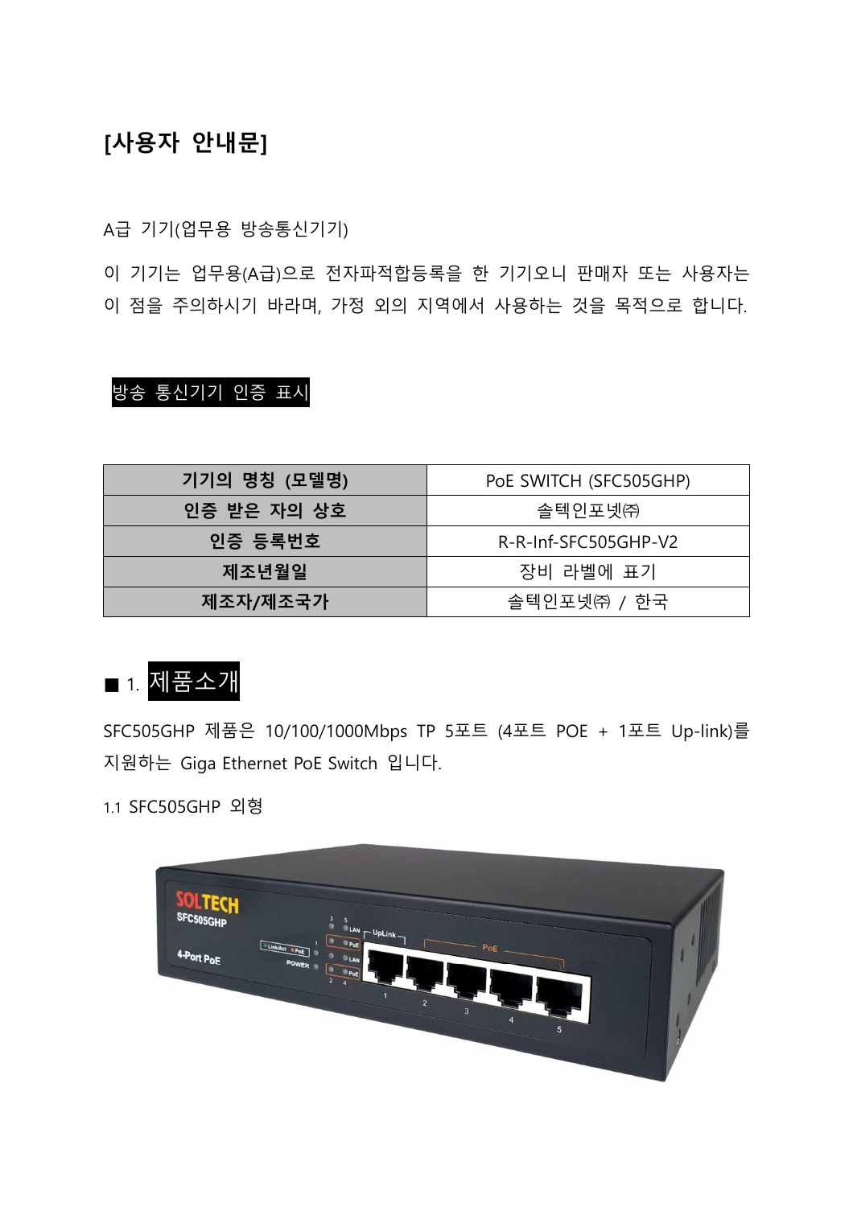# [사용자 안내문]

A급 기기(업무용 방송통신기기)

이 기기는 업무용(A급)으로 전자파적합등록을 한 기기오니 판매자 또는 사용자는 이 점을 주의하시기 바라며, 가정 외의 지역에서 사용하는 것을 목적으로 합니다.

## 방송 통신기기 인증 표시

| 기기의 명칭 (모델명) | PoE SWITCH (SFC505GHP) |
|---|---|
| 인증 받은 자의 상호 | 솔텍인포넷㈜ |
| 인증 등록번호 | R-R-Inf-SFC505GHP-V2 |
| 제조년월일 | 장비 라벨에 표기 |
| 제조자/제조국가 | 솔텍인포넷㈜ / 한국 |

## ■ 1. 제품소개

SFC505GHP 제품은 10/100/1000Mbps TP 5포트 (4포트 POE + 1포트 Up-link)를 지원하는 Giga Ethernet PoE Switch 입니다.

### 1.1 SFC505GHP 외형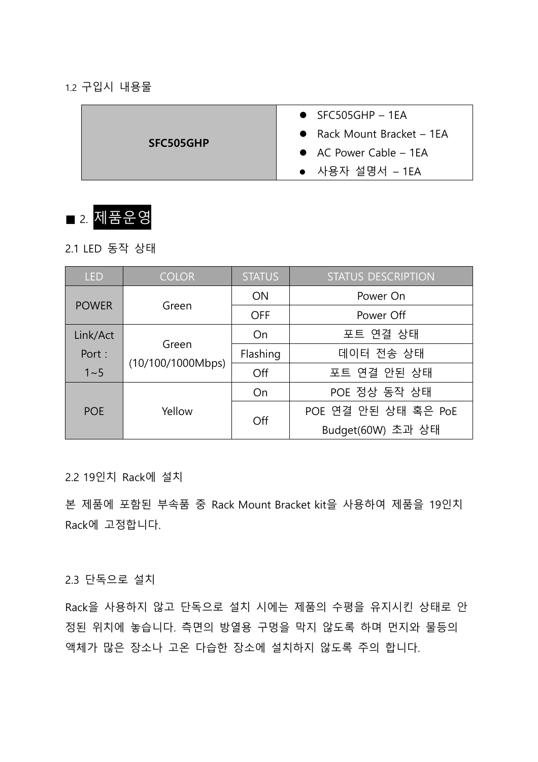1.2 구입시 내용물

| SFC505GHP | |
|---|---|
| **SFC505GHP** | ● SFC505GHP – 1EA<br>● Rack Mount Bracket – 1EA<br>● AC Power Cable – 1EA<br>● 사용자 설명서 – 1EA |

## ■ 2. 제품운영

2.1 LED 동작 상태

| LED | COLOR | STATUS | STATUS DESCRIPTION |
|---|---|---|---|
| POWER | Green | ON | Power On |
| | | OFF | Power Off |
| Link/Act Port : 1~5 | Green (10/100/1000Mbps) | On | 포트 연결 상태 |
| | | Flashing | 데이터 전송 상태 |
| | | Off | 포트 연결 안된 상태 |
| POE | Yellow | On | POE 정상 동작 상태 |
| | | Off | POE 연결 안된 상태 혹은 PoE Budget(60W) 초과 상태 |

2.2 19인치 Rack에 설치

본 제품에 포함된 부속품 중 Rack Mount Bracket kit을 사용하여 제품을 19인치 Rack에 고정합니다.

2.3 단독으로 설치

Rack을 사용하지 않고 단독으로 설치 시에는 제품의 수평을 유지시킨 상태로 안정된 위치에 놓습니다. 측면의 방열용 구멍을 막지 않도록 하며 먼지와 물등의 액체가 많은 장소나 고온 다습한 장소에 설치하지 않도록 주의 합니다.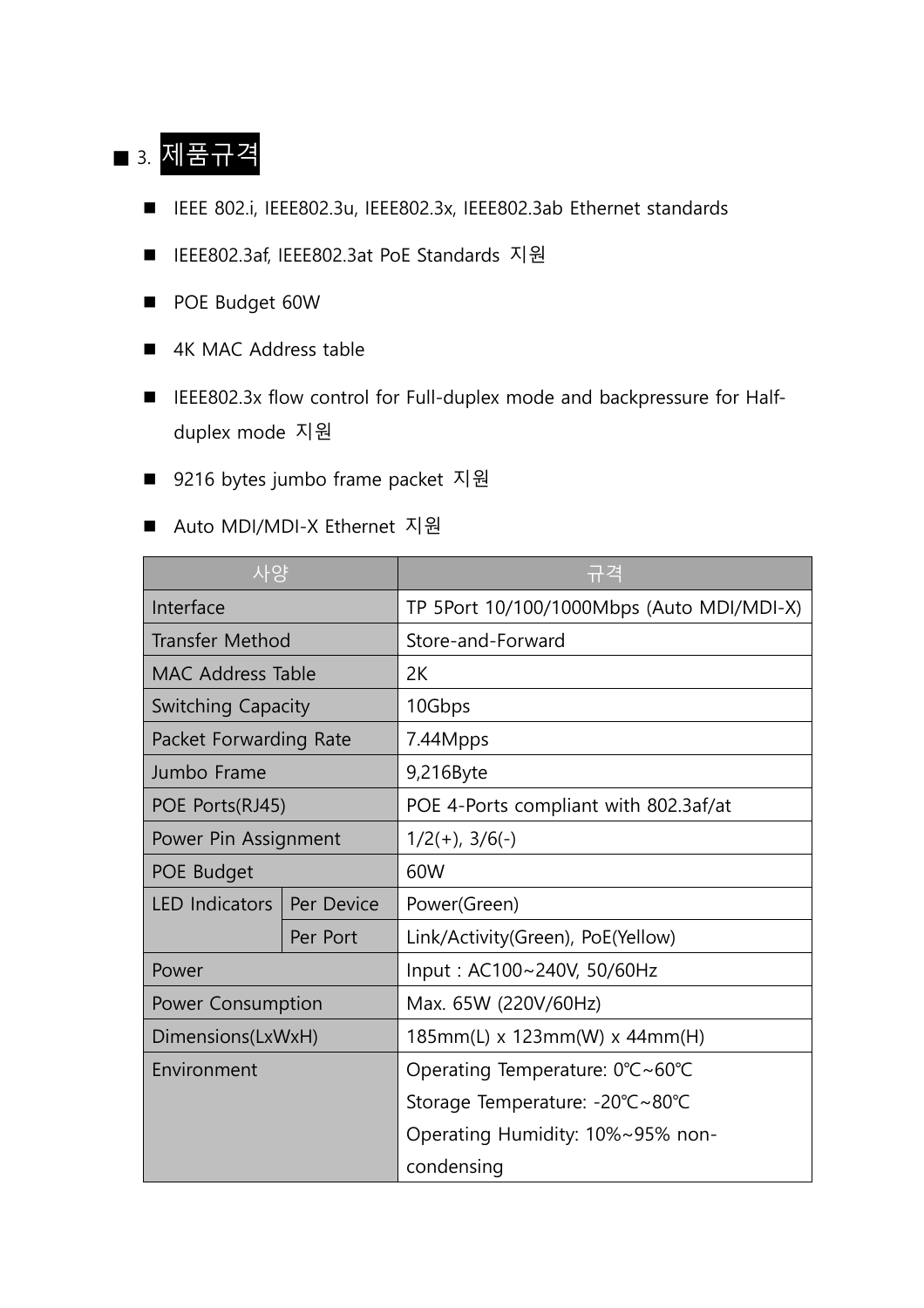## ■ 3. 제품규격

- IEEE 802.i, IEEE802.3u, IEEE802.3x, IEEE802.3ab Ethernet standards
- IEEE802.3af, IEEE802.3at PoE Standards 지원
- POE Budget 60W
- 4K MAC Address table
- IEEE802.3x flow control for Full-duplex mode and backpressure for Half-duplex mode 지원
- 9216 bytes jumbo frame packet 지원
- Auto MDI/MDI-X Ethernet 지원

| 사양 | | 규격 |
|---|---|---|
| Interface | | TP 5Port 10/100/1000Mbps (Auto MDI/MDI-X) |
| Transfer Method | | Store-and-Forward |
| MAC Address Table | | 2K |
| Switching Capacity | | 10Gbps |
| Packet Forwarding Rate | | 7.44Mpps |
| Jumbo Frame | | 9,216Byte |
| POE Ports(RJ45) | | POE 4-Ports compliant with 802.3af/at |
| Power Pin Assignment | | 1/2(+), 3/6(-) |
| POE Budget | | 60W |
| LED Indicators | Per Device | Power(Green) |
| | Per Port | Link/Activity(Green), PoE(Yellow) |
| Power | | Input : AC100~240V, 50/60Hz |
| Power Consumption | | Max. 65W (220V/60Hz) |
| Dimensions(LxWxH) | | 185mm(L) x 123mm(W) x 44mm(H) |
| Environment | | Operating Temperature: 0℃~60℃<br>Storage Temperature: -20℃~80℃<br>Operating Humidity: 10%~95% non-condensing |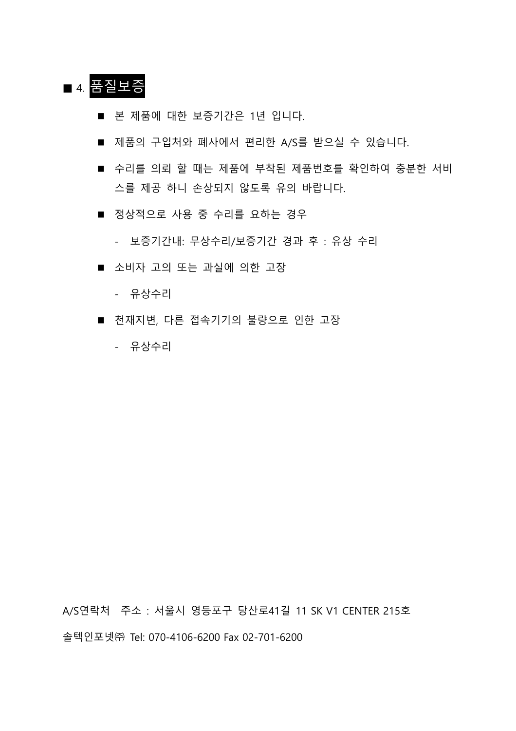## ■ 4. 품질보증

- 본 제품에 대한 보증기간은 1년 입니다.
- 제품의 구입처와 폐사에서 편리한 A/S를 받으실 수 있습니다.
- 수리를 의뢰 할 때는 제품에 부착된 제품번호를 확인하여 충분한 서비스를 제공 하니 손상되지 않도록 유의 바랍니다.
- 정상적으로 사용 중 수리를 요하는 경우
  - 보증기간내: 무상수리/보증기간 경과 후 : 유상 수리
- 소비자 고의 또는 과실에 의한 고장
  - 유상수리
- 천재지변, 다른 접속기기의 불량으로 인한 고장
  - 유상수리

A/S연락처 주소 : 서울시 영등포구 당산로41길 11 SK V1 CENTER 215호

솔텍인포넷㈜ Tel: 070-4106-6200 Fax 02-701-6200